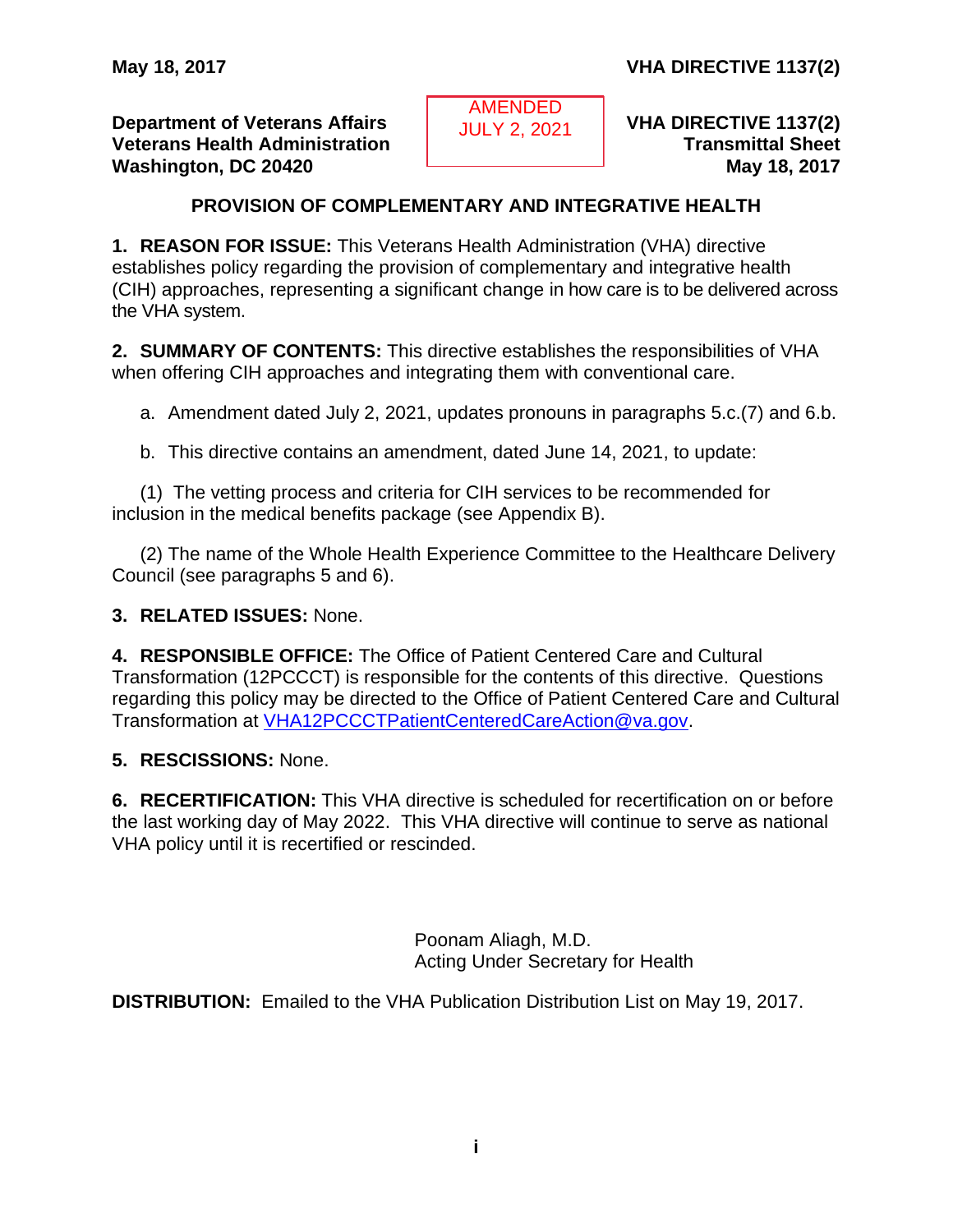**Department of Veterans Affairs**
**Veterans Health Administration**
**Washington, DC 20420**

AMENDED
JULY 2, 2021

**VHA DIRECTIVE 1137(2)**
**Transmittal Sheet**
**May 18, 2017**

## PROVISION OF COMPLEMENTARY AND INTEGRATIVE HEALTH

**1. REASON FOR ISSUE:** This Veterans Health Administration (VHA) directive establishes policy regarding the provision of complementary and integrative health (CIH) approaches, representing a significant change in how care is to be delivered across the VHA system.

**2. SUMMARY OF CONTENTS:** This directive establishes the responsibilities of VHA when offering CIH approaches and integrating them with conventional care.

a. Amendment dated July 2, 2021, updates pronouns in paragraphs 5.c.(7) and 6.b.

b. This directive contains an amendment, dated June 14, 2021, to update:

(1) The vetting process and criteria for CIH services to be recommended for inclusion in the medical benefits package (see Appendix B).

(2) The name of the Whole Health Experience Committee to the Healthcare Delivery Council (see paragraphs 5 and 6).

**3. RELATED ISSUES:** None.

**4. RESPONSIBLE OFFICE:** The Office of Patient Centered Care and Cultural Transformation (12PCCCT) is responsible for the contents of this directive. Questions regarding this policy may be directed to the Office of Patient Centered Care and Cultural Transformation at VHA12PCCCTPatientCenteredCareAction@va.gov.

**5. RESCISSIONS:** None.

**6. RECERTIFICATION:** This VHA directive is scheduled for recertification on or before the last working day of May 2022. This VHA directive will continue to serve as national VHA policy until it is recertified or rescinded.

Poonam Aliagh, M.D.
Acting Under Secretary for Health

**DISTRIBUTION:** Emailed to the VHA Publication Distribution List on May 19, 2017.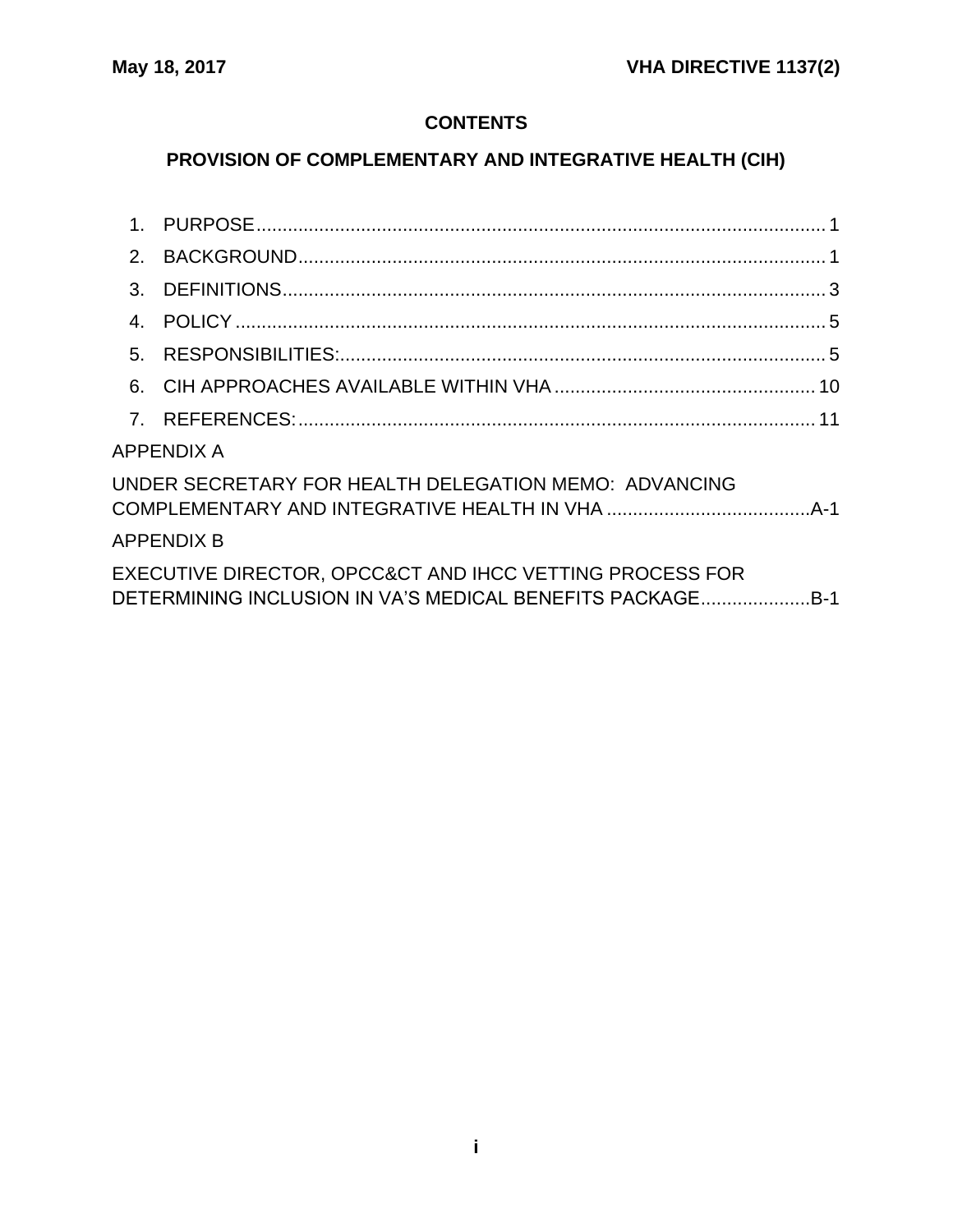## CONTENTS

## PROVISION OF COMPLEMENTARY AND INTEGRATIVE HEALTH (CIH)

1. PURPOSE ... 1
2. BACKGROUND ... 1
3. DEFINITIONS ... 3
4. POLICY ... 5
5. RESPONSIBILITIES: ... 5
6. CIH APPROACHES AVAILABLE WITHIN VHA ... 10
7. REFERENCES: ... 11

APPENDIX A

UNDER SECRETARY FOR HEALTH DELEGATION MEMO: ADVANCING COMPLEMENTARY AND INTEGRATIVE HEALTH IN VHA ... A-1

APPENDIX B

EXECUTIVE DIRECTOR, OPCC&CT AND IHCC VETTING PROCESS FOR DETERMINING INCLUSION IN VA'S MEDICAL BENEFITS PACKAGE ... B-1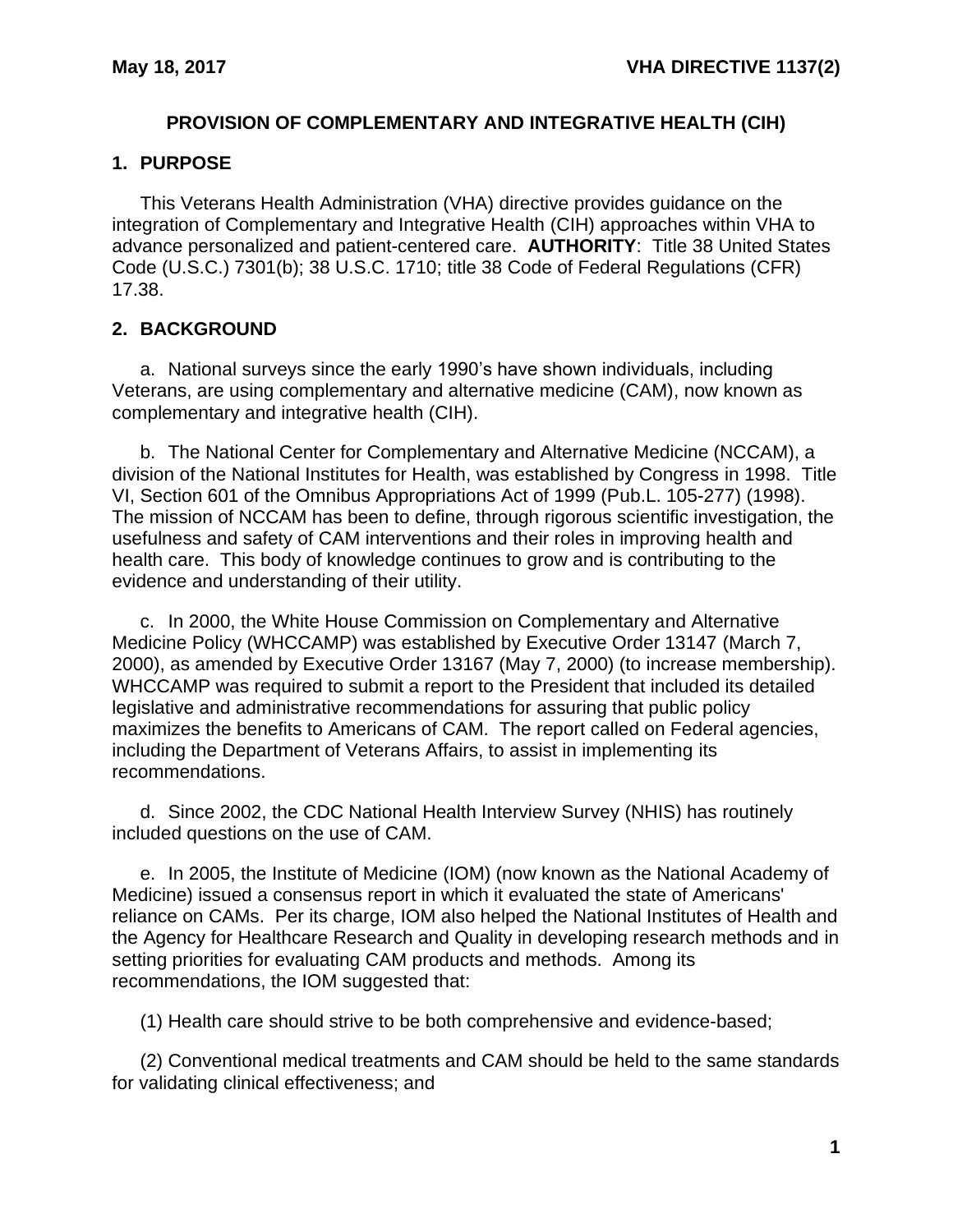## PROVISION OF COMPLEMENTARY AND INTEGRATIVE HEALTH (CIH)

### 1. PURPOSE

This Veterans Health Administration (VHA) directive provides guidance on the integration of Complementary and Integrative Health (CIH) approaches within VHA to advance personalized and patient-centered care. **AUTHORITY**: Title 38 United States Code (U.S.C.) 7301(b); 38 U.S.C. 1710; title 38 Code of Federal Regulations (CFR) 17.38.

### 2. BACKGROUND

a. National surveys since the early 1990's have shown individuals, including Veterans, are using complementary and alternative medicine (CAM), now known as complementary and integrative health (CIH).

b. The National Center for Complementary and Alternative Medicine (NCCAM), a division of the National Institutes for Health, was established by Congress in 1998. Title VI, Section 601 of the Omnibus Appropriations Act of 1999 (Pub.L. 105-277) (1998). The mission of NCCAM has been to define, through rigorous scientific investigation, the usefulness and safety of CAM interventions and their roles in improving health and health care. This body of knowledge continues to grow and is contributing to the evidence and understanding of their utility.

c. In 2000, the White House Commission on Complementary and Alternative Medicine Policy (WHCCAMP) was established by Executive Order 13147 (March 7, 2000), as amended by Executive Order 13167 (May 7, 2000) (to increase membership). WHCCAMP was required to submit a report to the President that included its detailed legislative and administrative recommendations for assuring that public policy maximizes the benefits to Americans of CAM. The report called on Federal agencies, including the Department of Veterans Affairs, to assist in implementing its recommendations.

d. Since 2002, the CDC National Health Interview Survey (NHIS) has routinely included questions on the use of CAM.

e. In 2005, the Institute of Medicine (IOM) (now known as the National Academy of Medicine) issued a consensus report in which it evaluated the state of Americans' reliance on CAMs. Per its charge, IOM also helped the National Institutes of Health and the Agency for Healthcare Research and Quality in developing research methods and in setting priorities for evaluating CAM products and methods. Among its recommendations, the IOM suggested that:

(1) Health care should strive to be both comprehensive and evidence-based;

(2) Conventional medical treatments and CAM should be held to the same standards for validating clinical effectiveness; and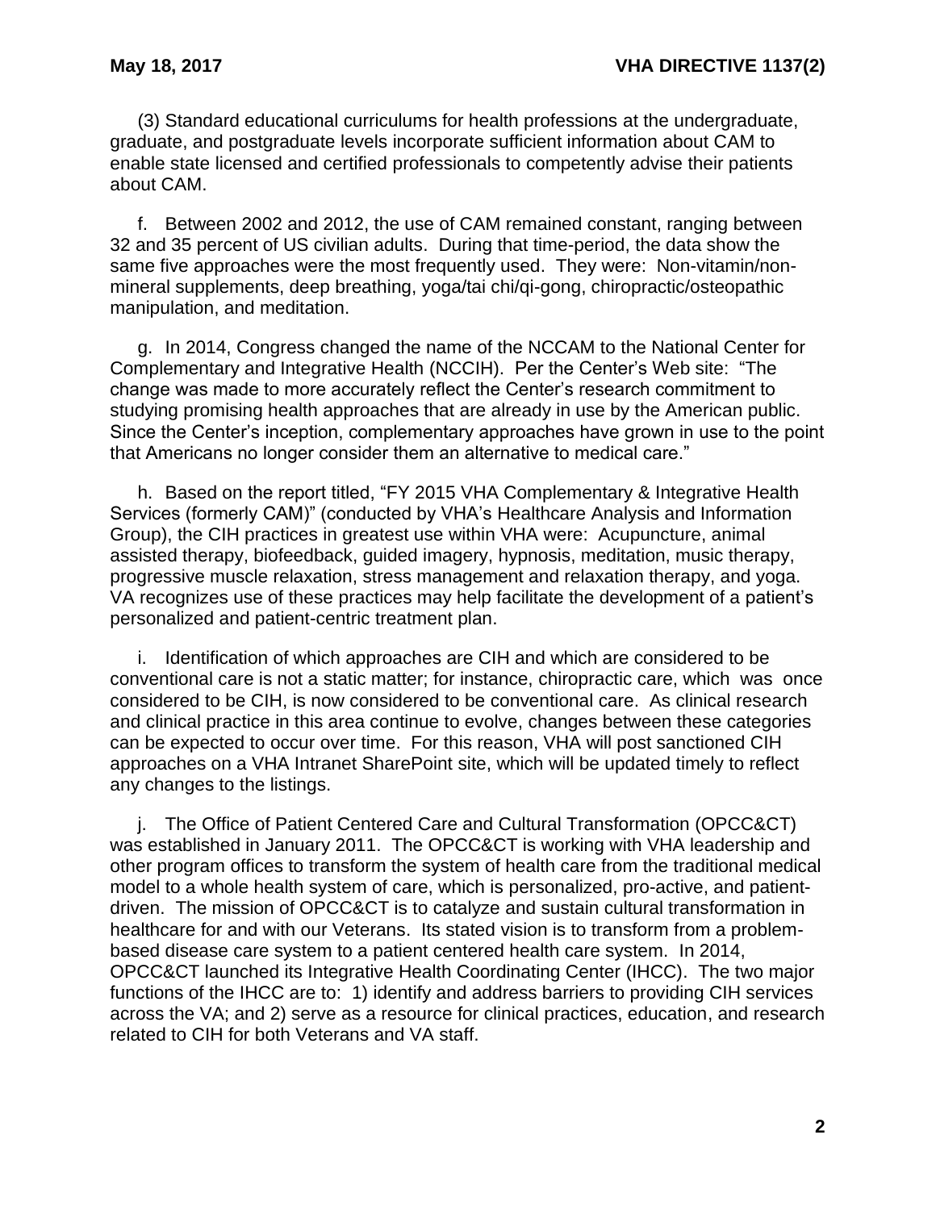(3) Standard educational curriculums for health professions at the undergraduate, graduate, and postgraduate levels incorporate sufficient information about CAM to enable state licensed and certified professionals to competently advise their patients about CAM.

f. Between 2002 and 2012, the use of CAM remained constant, ranging between 32 and 35 percent of US civilian adults. During that time-period, the data show the same five approaches were the most frequently used. They were: Non-vitamin/non-mineral supplements, deep breathing, yoga/tai chi/qi-gong, chiropractic/osteopathic manipulation, and meditation.

g. In 2014, Congress changed the name of the NCCAM to the National Center for Complementary and Integrative Health (NCCIH). Per the Center's Web site: "The change was made to more accurately reflect the Center's research commitment to studying promising health approaches that are already in use by the American public. Since the Center's inception, complementary approaches have grown in use to the point that Americans no longer consider them an alternative to medical care."

h. Based on the report titled, "FY 2015 VHA Complementary & Integrative Health Services (formerly CAM)" (conducted by VHA's Healthcare Analysis and Information Group), the CIH practices in greatest use within VHA were: Acupuncture, animal assisted therapy, biofeedback, guided imagery, hypnosis, meditation, music therapy, progressive muscle relaxation, stress management and relaxation therapy, and yoga. VA recognizes use of these practices may help facilitate the development of a patient's personalized and patient-centric treatment plan.

i. Identification of which approaches are CIH and which are considered to be conventional care is not a static matter; for instance, chiropractic care, which was once considered to be CIH, is now considered to be conventional care. As clinical research and clinical practice in this area continue to evolve, changes between these categories can be expected to occur over time. For this reason, VHA will post sanctioned CIH approaches on a VHA Intranet SharePoint site, which will be updated timely to reflect any changes to the listings.

j. The Office of Patient Centered Care and Cultural Transformation (OPCC&CT) was established in January 2011. The OPCC&CT is working with VHA leadership and other program offices to transform the system of health care from the traditional medical model to a whole health system of care, which is personalized, pro-active, and patient-driven. The mission of OPCC&CT is to catalyze and sustain cultural transformation in healthcare for and with our Veterans. Its stated vision is to transform from a problem-based disease care system to a patient centered health care system. In 2014, OPCC&CT launched its Integrative Health Coordinating Center (IHCC). The two major functions of the IHCC are to: 1) identify and address barriers to providing CIH services across the VA; and 2) serve as a resource for clinical practices, education, and research related to CIH for both Veterans and VA staff.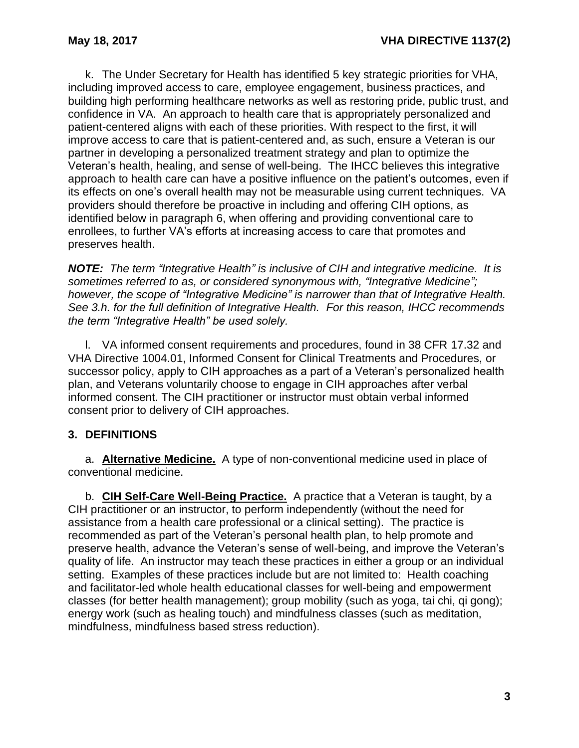k. The Under Secretary for Health has identified 5 key strategic priorities for VHA, including improved access to care, employee engagement, business practices, and building high performing healthcare networks as well as restoring pride, public trust, and confidence in VA. An approach to health care that is appropriately personalized and patient-centered aligns with each of these priorities. With respect to the first, it will improve access to care that is patient-centered and, as such, ensure a Veteran is our partner in developing a personalized treatment strategy and plan to optimize the Veteran's health, healing, and sense of well-being. The IHCC believes this integrative approach to health care can have a positive influence on the patient's outcomes, even if its effects on one's overall health may not be measurable using current techniques. VA providers should therefore be proactive in including and offering CIH options, as identified below in paragraph 6, when offering and providing conventional care to enrollees, to further VA's efforts at increasing access to care that promotes and preserves health.

***NOTE:*** *The term "Integrative Health" is inclusive of CIH and integrative medicine. It is sometimes referred to as, or considered synonymous with, "Integrative Medicine"; however, the scope of "Integrative Medicine" is narrower than that of Integrative Health. See 3.h. for the full definition of Integrative Health. For this reason, IHCC recommends the term "Integrative Health" be used solely.*

l. VA informed consent requirements and procedures, found in 38 CFR 17.32 and VHA Directive 1004.01, Informed Consent for Clinical Treatments and Procedures, or successor policy, apply to CIH approaches as a part of a Veteran's personalized health plan, and Veterans voluntarily choose to engage in CIH approaches after verbal informed consent. The CIH practitioner or instructor must obtain verbal informed consent prior to delivery of CIH approaches.

## 3. DEFINITIONS

a. **Alternative Medicine.** A type of non-conventional medicine used in place of conventional medicine.

b. **CIH Self-Care Well-Being Practice.** A practice that a Veteran is taught, by a CIH practitioner or an instructor, to perform independently (without the need for assistance from a health care professional or a clinical setting). The practice is recommended as part of the Veteran's personal health plan, to help promote and preserve health, advance the Veteran's sense of well-being, and improve the Veteran's quality of life. An instructor may teach these practices in either a group or an individual setting. Examples of these practices include but are not limited to: Health coaching and facilitator-led whole health educational classes for well-being and empowerment classes (for better health management); group mobility (such as yoga, tai chi, qi gong); energy work (such as healing touch) and mindfulness classes (such as meditation, mindfulness, mindfulness based stress reduction).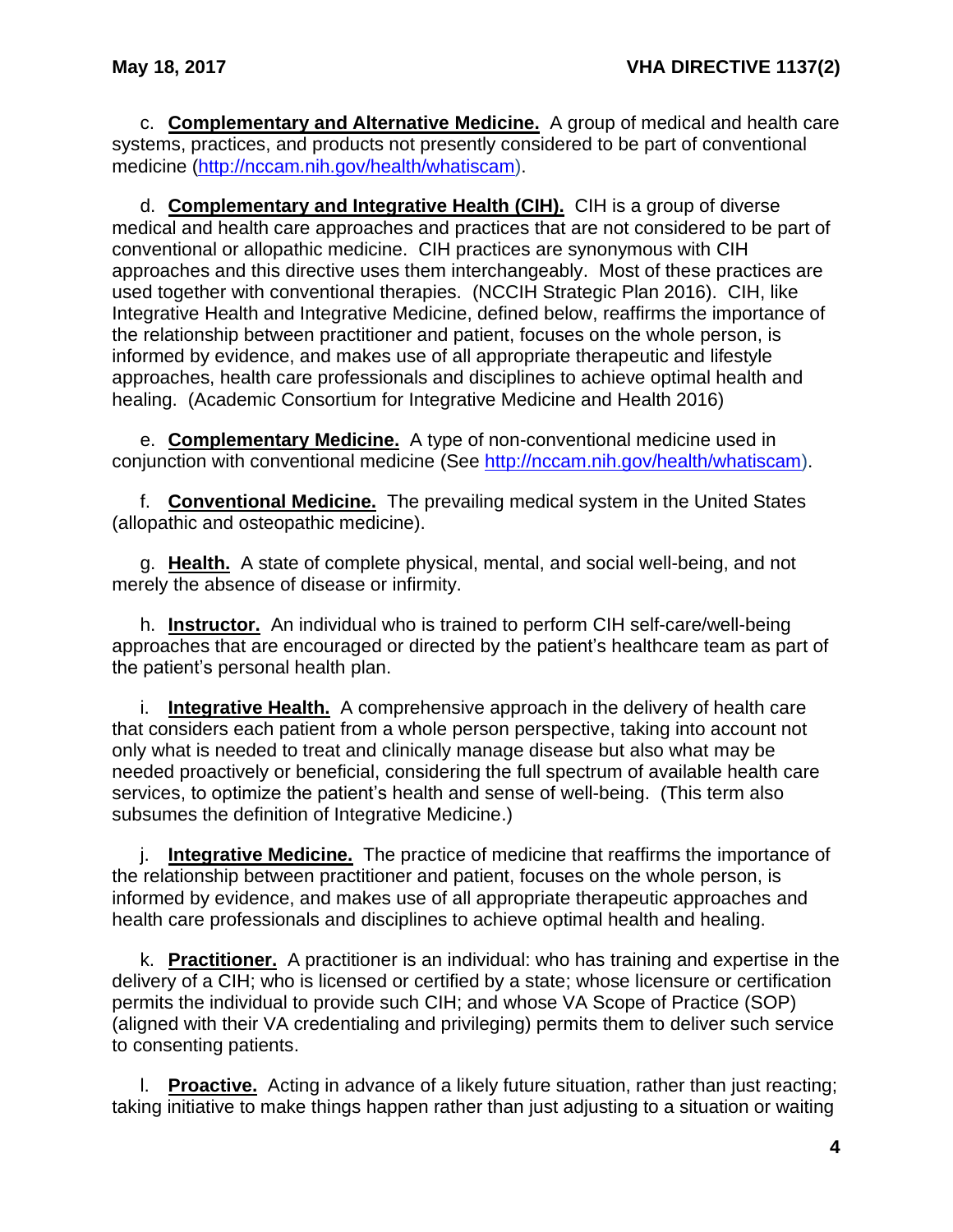c. **Complementary and Alternative Medicine.** A group of medical and health care systems, practices, and products not presently considered to be part of conventional medicine (http://nccam.nih.gov/health/whatiscam).

d. **Complementary and Integrative Health (CIH).** CIH is a group of diverse medical and health care approaches and practices that are not considered to be part of conventional or allopathic medicine. CIH practices are synonymous with CIH approaches and this directive uses them interchangeably. Most of these practices are used together with conventional therapies. (NCCIH Strategic Plan 2016). CIH, like Integrative Health and Integrative Medicine, defined below, reaffirms the importance of the relationship between practitioner and patient, focuses on the whole person, is informed by evidence, and makes use of all appropriate therapeutic and lifestyle approaches, health care professionals and disciplines to achieve optimal health and healing. (Academic Consortium for Integrative Medicine and Health 2016)

e. **Complementary Medicine.** A type of non-conventional medicine used in conjunction with conventional medicine (See http://nccam.nih.gov/health/whatiscam).

f. **Conventional Medicine.** The prevailing medical system in the United States (allopathic and osteopathic medicine).

g. **Health.** A state of complete physical, mental, and social well-being, and not merely the absence of disease or infirmity.

h. **Instructor.** An individual who is trained to perform CIH self-care/well-being approaches that are encouraged or directed by the patient's healthcare team as part of the patient's personal health plan.

i. **Integrative Health.** A comprehensive approach in the delivery of health care that considers each patient from a whole person perspective, taking into account not only what is needed to treat and clinically manage disease but also what may be needed proactively or beneficial, considering the full spectrum of available health care services, to optimize the patient's health and sense of well-being. (This term also subsumes the definition of Integrative Medicine.)

j. **Integrative Medicine.** The practice of medicine that reaffirms the importance of the relationship between practitioner and patient, focuses on the whole person, is informed by evidence, and makes use of all appropriate therapeutic approaches and health care professionals and disciplines to achieve optimal health and healing.

k. **Practitioner.** A practitioner is an individual: who has training and expertise in the delivery of a CIH; who is licensed or certified by a state; whose licensure or certification permits the individual to provide such CIH; and whose VA Scope of Practice (SOP) (aligned with their VA credentialing and privileging) permits them to deliver such service to consenting patients.

l. **Proactive.** Acting in advance of a likely future situation, rather than just reacting; taking initiative to make things happen rather than just adjusting to a situation or waiting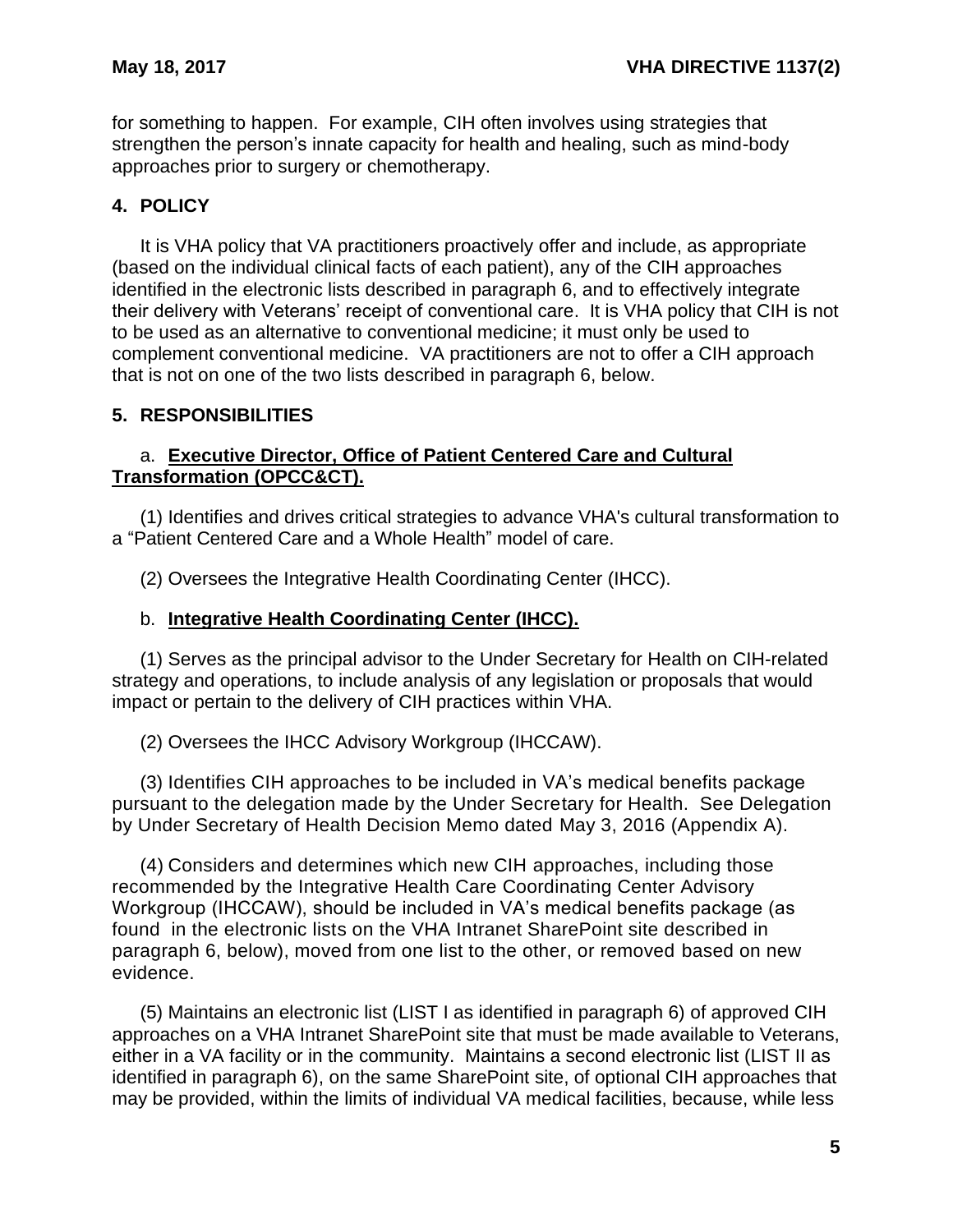for something to happen. For example, CIH often involves using strategies that strengthen the person's innate capacity for health and healing, such as mind-body approaches prior to surgery or chemotherapy.

## 4. POLICY

It is VHA policy that VA practitioners proactively offer and include, as appropriate (based on the individual clinical facts of each patient), any of the CIH approaches identified in the electronic lists described in paragraph 6, and to effectively integrate their delivery with Veterans' receipt of conventional care. It is VHA policy that CIH is not to be used as an alternative to conventional medicine; it must only be used to complement conventional medicine. VA practitioners are not to offer a CIH approach that is not on one of the two lists described in paragraph 6, below.

## 5. RESPONSIBILITIES

a. **Executive Director, Office of Patient Centered Care and Cultural Transformation (OPCC&CT).**

(1) Identifies and drives critical strategies to advance VHA's cultural transformation to a "Patient Centered Care and a Whole Health" model of care.

(2) Oversees the Integrative Health Coordinating Center (IHCC).

b. **Integrative Health Coordinating Center (IHCC).**

(1) Serves as the principal advisor to the Under Secretary for Health on CIH-related strategy and operations, to include analysis of any legislation or proposals that would impact or pertain to the delivery of CIH practices within VHA.

(2) Oversees the IHCC Advisory Workgroup (IHCCAW).

(3) Identifies CIH approaches to be included in VA's medical benefits package pursuant to the delegation made by the Under Secretary for Health. See Delegation by Under Secretary of Health Decision Memo dated May 3, 2016 (Appendix A).

(4) Considers and determines which new CIH approaches, including those recommended by the Integrative Health Care Coordinating Center Advisory Workgroup (IHCCAW), should be included in VA's medical benefits package (as found in the electronic lists on the VHA Intranet SharePoint site described in paragraph 6, below), moved from one list to the other, or removed based on new evidence.

(5) Maintains an electronic list (LIST I as identified in paragraph 6) of approved CIH approaches on a VHA Intranet SharePoint site that must be made available to Veterans, either in a VA facility or in the community. Maintains a second electronic list (LIST II as identified in paragraph 6), on the same SharePoint site, of optional CIH approaches that may be provided, within the limits of individual VA medical facilities, because, while less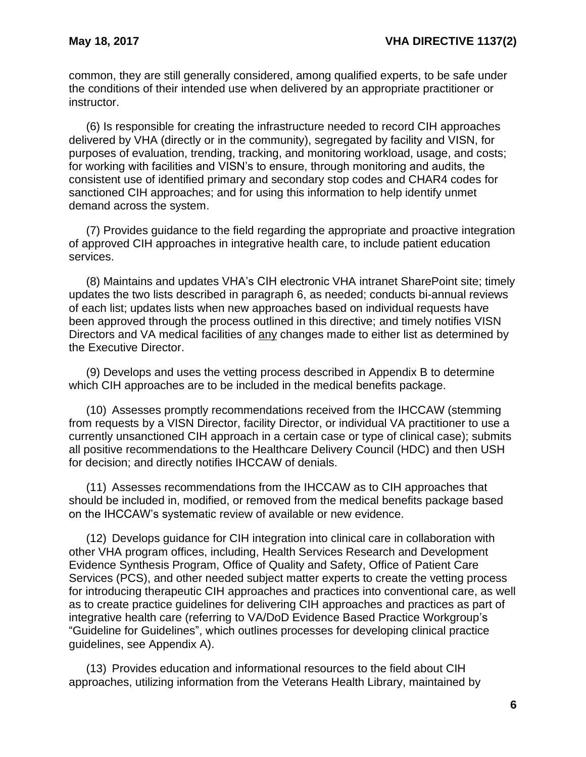common, they are still generally considered, among qualified experts, to be safe under the conditions of their intended use when delivered by an appropriate practitioner or instructor.

(6) Is responsible for creating the infrastructure needed to record CIH approaches delivered by VHA (directly or in the community), segregated by facility and VISN, for purposes of evaluation, trending, tracking, and monitoring workload, usage, and costs; for working with facilities and VISN's to ensure, through monitoring and audits, the consistent use of identified primary and secondary stop codes and CHAR4 codes for sanctioned CIH approaches; and for using this information to help identify unmet demand across the system.

(7) Provides guidance to the field regarding the appropriate and proactive integration of approved CIH approaches in integrative health care, to include patient education services.

(8) Maintains and updates VHA's CIH electronic VHA intranet SharePoint site; timely updates the two lists described in paragraph 6, as needed; conducts bi-annual reviews of each list; updates lists when new approaches based on individual requests have been approved through the process outlined in this directive; and timely notifies VISN Directors and VA medical facilities of <u>any</u> changes made to either list as determined by the Executive Director.

(9) Develops and uses the vetting process described in Appendix B to determine which CIH approaches are to be included in the medical benefits package.

(10) Assesses promptly recommendations received from the IHCCAW (stemming from requests by a VISN Director, facility Director, or individual VA practitioner to use a currently unsanctioned CIH approach in a certain case or type of clinical case); submits all positive recommendations to the Healthcare Delivery Council (HDC) and then USH for decision; and directly notifies IHCCAW of denials.

(11) Assesses recommendations from the IHCCAW as to CIH approaches that should be included in, modified, or removed from the medical benefits package based on the IHCCAW's systematic review of available or new evidence.

(12) Develops guidance for CIH integration into clinical care in collaboration with other VHA program offices, including, Health Services Research and Development Evidence Synthesis Program, Office of Quality and Safety, Office of Patient Care Services (PCS), and other needed subject matter experts to create the vetting process for introducing therapeutic CIH approaches and practices into conventional care, as well as to create practice guidelines for delivering CIH approaches and practices as part of integrative health care (referring to VA/DoD Evidence Based Practice Workgroup's "Guideline for Guidelines", which outlines processes for developing clinical practice guidelines, see Appendix A).

(13) Provides education and informational resources to the field about CIH approaches, utilizing information from the Veterans Health Library, maintained by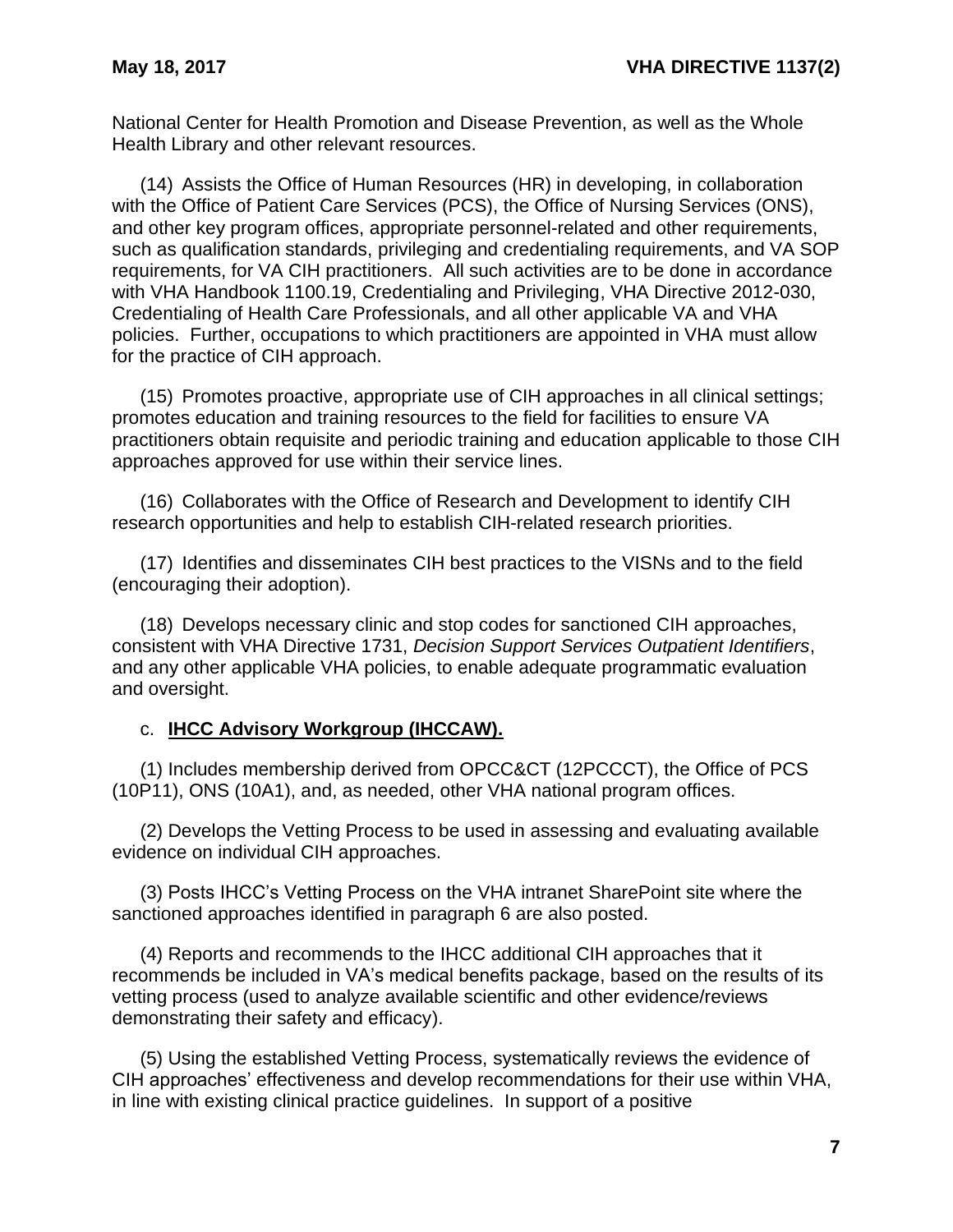National Center for Health Promotion and Disease Prevention, as well as the Whole Health Library and other relevant resources.

(14) Assists the Office of Human Resources (HR) in developing, in collaboration with the Office of Patient Care Services (PCS), the Office of Nursing Services (ONS), and other key program offices, appropriate personnel-related and other requirements, such as qualification standards, privileging and credentialing requirements, and VA SOP requirements, for VA CIH practitioners. All such activities are to be done in accordance with VHA Handbook 1100.19, Credentialing and Privileging, VHA Directive 2012-030, Credentialing of Health Care Professionals, and all other applicable VA and VHA policies. Further, occupations to which practitioners are appointed in VHA must allow for the practice of CIH approach.

(15) Promotes proactive, appropriate use of CIH approaches in all clinical settings; promotes education and training resources to the field for facilities to ensure VA practitioners obtain requisite and periodic training and education applicable to those CIH approaches approved for use within their service lines.

(16) Collaborates with the Office of Research and Development to identify CIH research opportunities and help to establish CIH-related research priorities.

(17) Identifies and disseminates CIH best practices to the VISNs and to the field (encouraging their adoption).

(18) Develops necessary clinic and stop codes for sanctioned CIH approaches, consistent with VHA Directive 1731, *Decision Support Services Outpatient Identifiers*, and any other applicable VHA policies, to enable adequate programmatic evaluation and oversight.

c. **IHCC Advisory Workgroup (IHCCAW).**

(1) Includes membership derived from OPCC&CT (12PCCCT), the Office of PCS (10P11), ONS (10A1), and, as needed, other VHA national program offices.

(2) Develops the Vetting Process to be used in assessing and evaluating available evidence on individual CIH approaches.

(3) Posts IHCC's Vetting Process on the VHA intranet SharePoint site where the sanctioned approaches identified in paragraph 6 are also posted.

(4) Reports and recommends to the IHCC additional CIH approaches that it recommends be included in VA's medical benefits package, based on the results of its vetting process (used to analyze available scientific and other evidence/reviews demonstrating their safety and efficacy).

(5) Using the established Vetting Process, systematically reviews the evidence of CIH approaches' effectiveness and develop recommendations for their use within VHA, in line with existing clinical practice guidelines. In support of a positive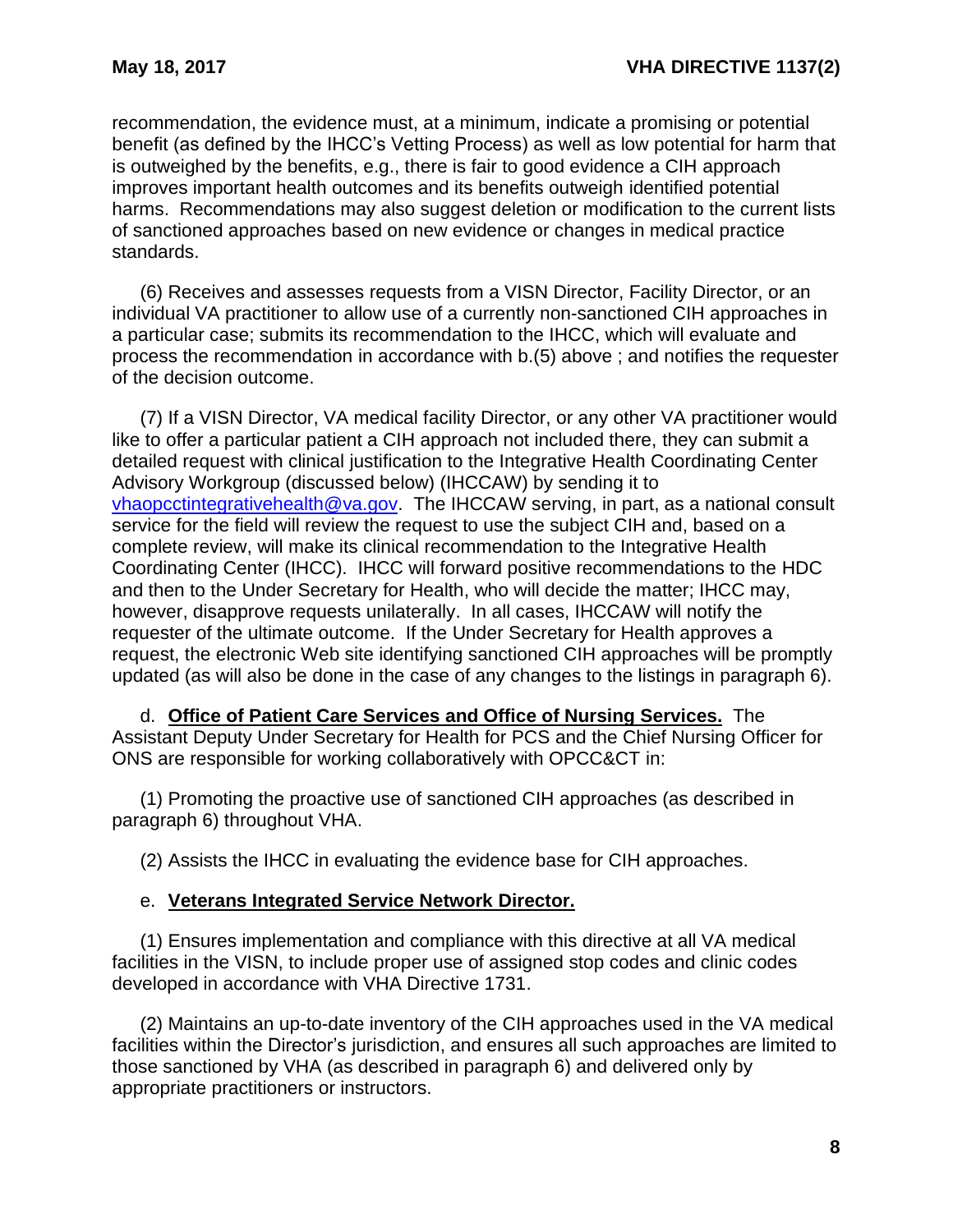recommendation, the evidence must, at a minimum, indicate a promising or potential benefit (as defined by the IHCC's Vetting Process) as well as low potential for harm that is outweighed by the benefits, e.g., there is fair to good evidence a CIH approach improves important health outcomes and its benefits outweigh identified potential harms. Recommendations may also suggest deletion or modification to the current lists of sanctioned approaches based on new evidence or changes in medical practice standards.

(6) Receives and assesses requests from a VISN Director, Facility Director, or an individual VA practitioner to allow use of a currently non-sanctioned CIH approaches in a particular case; submits its recommendation to the IHCC, which will evaluate and process the recommendation in accordance with b.(5) above ; and notifies the requester of the decision outcome.

(7) If a VISN Director, VA medical facility Director, or any other VA practitioner would like to offer a particular patient a CIH approach not included there, they can submit a detailed request with clinical justification to the Integrative Health Coordinating Center Advisory Workgroup (discussed below) (IHCCAW) by sending it to vhaopcctintegrativehealth@va.gov. The IHCCAW serving, in part, as a national consult service for the field will review the request to use the subject CIH and, based on a complete review, will make its clinical recommendation to the Integrative Health Coordinating Center (IHCC). IHCC will forward positive recommendations to the HDC and then to the Under Secretary for Health, who will decide the matter; IHCC may, however, disapprove requests unilaterally. In all cases, IHCCAW will notify the requester of the ultimate outcome. If the Under Secretary for Health approves a request, the electronic Web site identifying sanctioned CIH approaches will be promptly updated (as will also be done in the case of any changes to the listings in paragraph 6).

d. **Office of Patient Care Services and Office of Nursing Services.** The Assistant Deputy Under Secretary for Health for PCS and the Chief Nursing Officer for ONS are responsible for working collaboratively with OPCC&CT in:

(1) Promoting the proactive use of sanctioned CIH approaches (as described in paragraph 6) throughout VHA.

(2) Assists the IHCC in evaluating the evidence base for CIH approaches.

e. **Veterans Integrated Service Network Director.**

(1) Ensures implementation and compliance with this directive at all VA medical facilities in the VISN, to include proper use of assigned stop codes and clinic codes developed in accordance with VHA Directive 1731.

(2) Maintains an up-to-date inventory of the CIH approaches used in the VA medical facilities within the Director's jurisdiction, and ensures all such approaches are limited to those sanctioned by VHA (as described in paragraph 6) and delivered only by appropriate practitioners or instructors.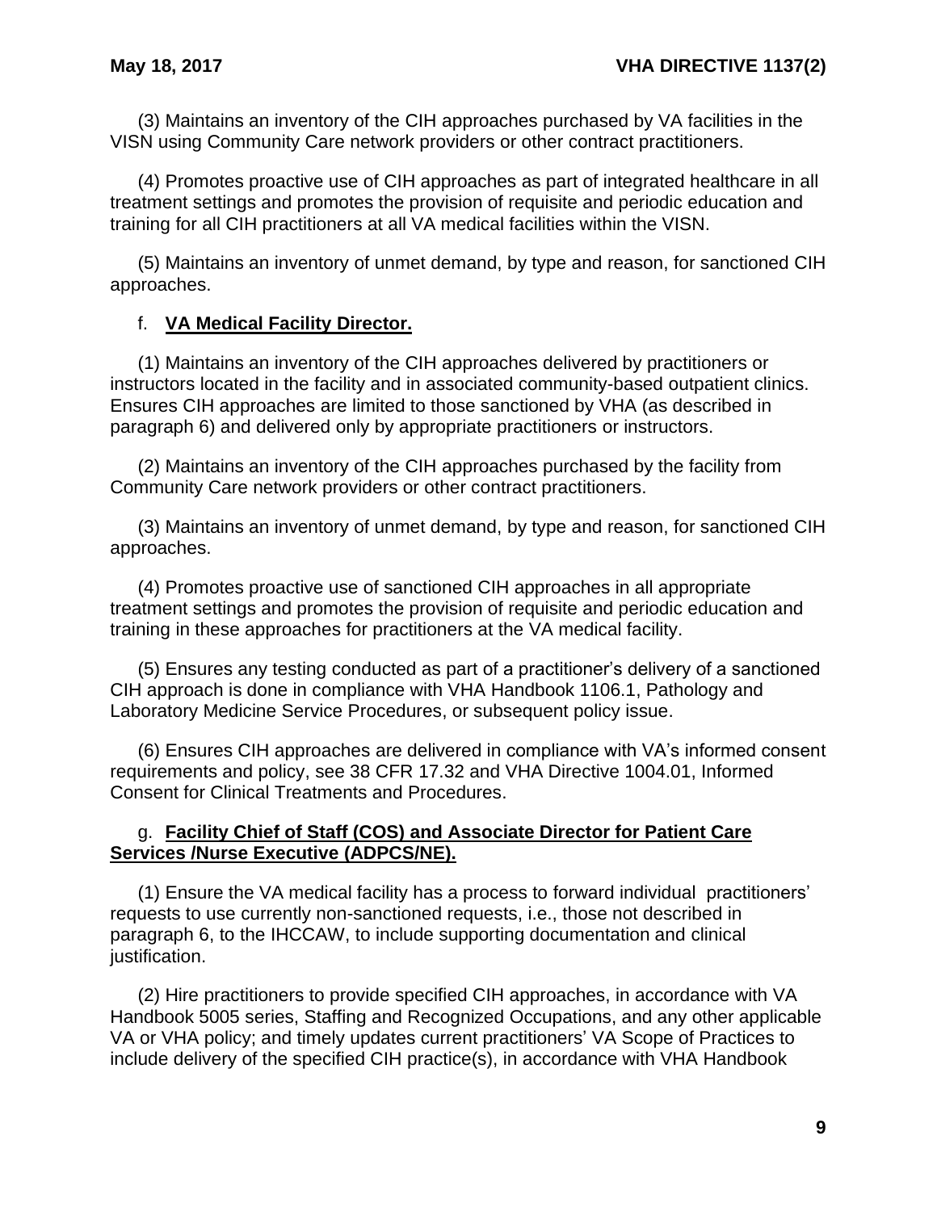(3) Maintains an inventory of the CIH approaches purchased by VA facilities in the VISN using Community Care network providers or other contract practitioners.

(4) Promotes proactive use of CIH approaches as part of integrated healthcare in all treatment settings and promotes the provision of requisite and periodic education and training for all CIH practitioners at all VA medical facilities within the VISN.

(5) Maintains an inventory of unmet demand, by type and reason, for sanctioned CIH approaches.

f. **VA Medical Facility Director.**

(1) Maintains an inventory of the CIH approaches delivered by practitioners or instructors located in the facility and in associated community-based outpatient clinics. Ensures CIH approaches are limited to those sanctioned by VHA (as described in paragraph 6) and delivered only by appropriate practitioners or instructors.

(2) Maintains an inventory of the CIH approaches purchased by the facility from Community Care network providers or other contract practitioners.

(3) Maintains an inventory of unmet demand, by type and reason, for sanctioned CIH approaches.

(4) Promotes proactive use of sanctioned CIH approaches in all appropriate treatment settings and promotes the provision of requisite and periodic education and training in these approaches for practitioners at the VA medical facility.

(5) Ensures any testing conducted as part of a practitioner's delivery of a sanctioned CIH approach is done in compliance with VHA Handbook 1106.1, Pathology and Laboratory Medicine Service Procedures, or subsequent policy issue.

(6) Ensures CIH approaches are delivered in compliance with VA's informed consent requirements and policy, see 38 CFR 17.32 and VHA Directive 1004.01, Informed Consent for Clinical Treatments and Procedures.

g. **Facility Chief of Staff (COS) and Associate Director for Patient Care Services /Nurse Executive (ADPCS/NE).**

(1) Ensure the VA medical facility has a process to forward individual practitioners' requests to use currently non-sanctioned requests, i.e., those not described in paragraph 6, to the IHCCAW, to include supporting documentation and clinical justification.

(2) Hire practitioners to provide specified CIH approaches, in accordance with VA Handbook 5005 series, Staffing and Recognized Occupations, and any other applicable VA or VHA policy; and timely updates current practitioners' VA Scope of Practices to include delivery of the specified CIH practice(s), in accordance with VHA Handbook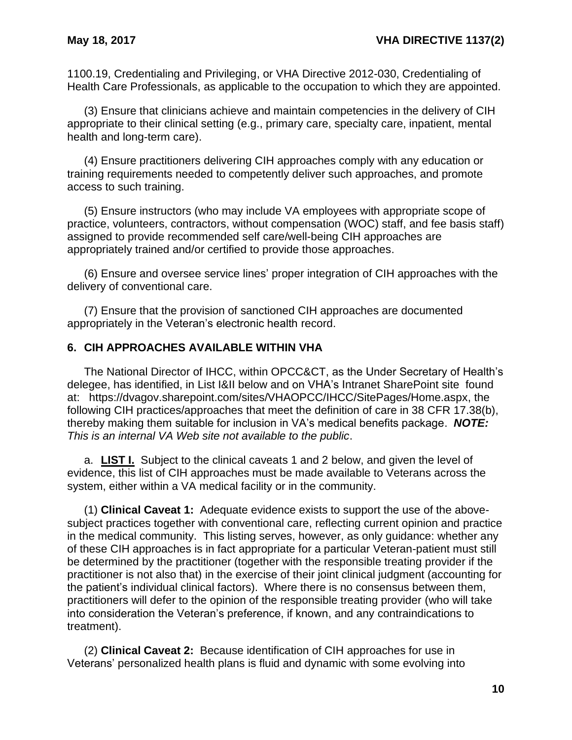1100.19, Credentialing and Privileging, or VHA Directive 2012-030, Credentialing of Health Care Professionals, as applicable to the occupation to which they are appointed.

(3) Ensure that clinicians achieve and maintain competencies in the delivery of CIH appropriate to their clinical setting (e.g., primary care, specialty care, inpatient, mental health and long-term care).

(4) Ensure practitioners delivering CIH approaches comply with any education or training requirements needed to competently deliver such approaches, and promote access to such training.

(5) Ensure instructors (who may include VA employees with appropriate scope of practice, volunteers, contractors, without compensation (WOC) staff, and fee basis staff) assigned to provide recommended self care/well-being CIH approaches are appropriately trained and/or certified to provide those approaches.

(6) Ensure and oversee service lines' proper integration of CIH approaches with the delivery of conventional care.

(7) Ensure that the provision of sanctioned CIH approaches are documented appropriately in the Veteran's electronic health record.

## 6. CIH APPROACHES AVAILABLE WITHIN VHA

The National Director of IHCC, within OPCC&CT, as the Under Secretary of Health's delegee, has identified, in List I&II below and on VHA's Intranet SharePoint site found at: https://dvagov.sharepoint.com/sites/VHAOPCC/IHCC/SitePages/Home.aspx, the following CIH practices/approaches that meet the definition of care in 38 CFR 17.38(b), thereby making them suitable for inclusion in VA's medical benefits package. ***NOTE:*** *This is an internal VA Web site not available to the public*.

a. **LIST I.** Subject to the clinical caveats 1 and 2 below, and given the level of evidence, this list of CIH approaches must be made available to Veterans across the system, either within a VA medical facility or in the community.

(1) **Clinical Caveat 1:** Adequate evidence exists to support the use of the above-subject practices together with conventional care, reflecting current opinion and practice in the medical community. This listing serves, however, as only guidance: whether any of these CIH approaches is in fact appropriate for a particular Veteran-patient must still be determined by the practitioner (together with the responsible treating provider if the practitioner is not also that) in the exercise of their joint clinical judgment (accounting for the patient's individual clinical factors). Where there is no consensus between them, practitioners will defer to the opinion of the responsible treating provider (who will take into consideration the Veteran's preference, if known, and any contraindications to treatment).

(2) **Clinical Caveat 2:** Because identification of CIH approaches for use in Veterans' personalized health plans is fluid and dynamic with some evolving into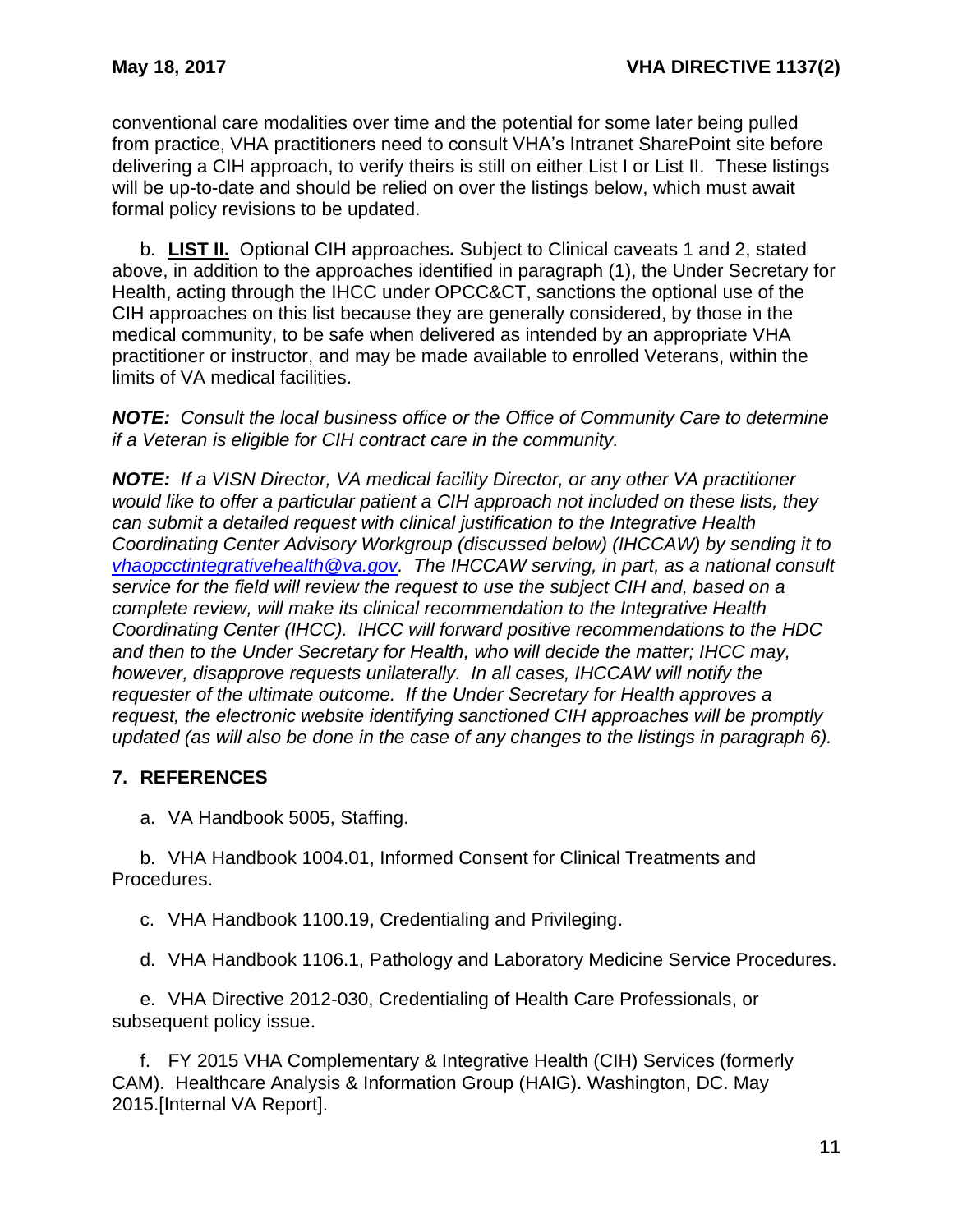conventional care modalities over time and the potential for some later being pulled from practice, VHA practitioners need to consult VHA's Intranet SharePoint site before delivering a CIH approach, to verify theirs is still on either List I or List II. These listings will be up-to-date and should be relied on over the listings below, which must await formal policy revisions to be updated.

b. **LIST II.** Optional CIH approaches**.** Subject to Clinical caveats 1 and 2, stated above, in addition to the approaches identified in paragraph (1), the Under Secretary for Health, acting through the IHCC under OPCC&CT, sanctions the optional use of the CIH approaches on this list because they are generally considered, by those in the medical community, to be safe when delivered as intended by an appropriate VHA practitioner or instructor, and may be made available to enrolled Veterans, within the limits of VA medical facilities.

***NOTE:*** *Consult the local business office or the Office of Community Care to determine if a Veteran is eligible for CIH contract care in the community.*

***NOTE:*** *If a VISN Director, VA medical facility Director, or any other VA practitioner would like to offer a particular patient a CIH approach not included on these lists, they can submit a detailed request with clinical justification to the Integrative Health Coordinating Center Advisory Workgroup (discussed below) (IHCCAW) by sending it to vhaopcctintegrativehealth@va.gov. The IHCCAW serving, in part, as a national consult service for the field will review the request to use the subject CIH and, based on a complete review, will make its clinical recommendation to the Integrative Health Coordinating Center (IHCC). IHCC will forward positive recommendations to the HDC and then to the Under Secretary for Health, who will decide the matter; IHCC may, however, disapprove requests unilaterally. In all cases, IHCCAW will notify the requester of the ultimate outcome. If the Under Secretary for Health approves a request, the electronic website identifying sanctioned CIH approaches will be promptly updated (as will also be done in the case of any changes to the listings in paragraph 6).*

## 7. REFERENCES

a. VA Handbook 5005, Staffing.

b. VHA Handbook 1004.01, Informed Consent for Clinical Treatments and Procedures.

c. VHA Handbook 1100.19, Credentialing and Privileging.

d. VHA Handbook 1106.1, Pathology and Laboratory Medicine Service Procedures.

e. VHA Directive 2012-030, Credentialing of Health Care Professionals, or subsequent policy issue.

f. FY 2015 VHA Complementary & Integrative Health (CIH) Services (formerly CAM). Healthcare Analysis & Information Group (HAIG). Washington, DC. May 2015.[Internal VA Report].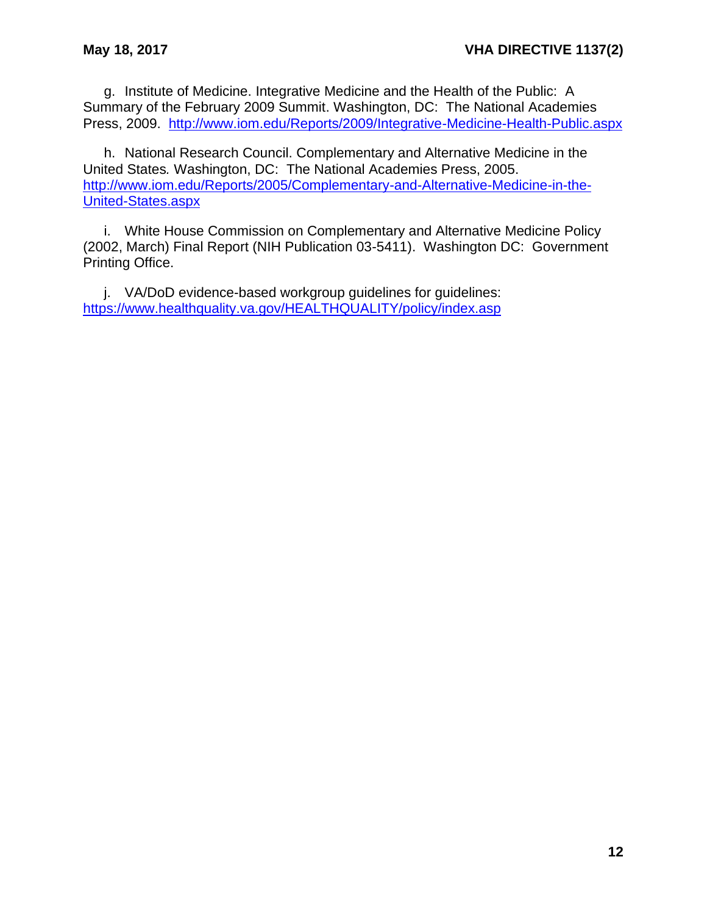g. Institute of Medicine. Integrative Medicine and the Health of the Public: A Summary of the February 2009 Summit. Washington, DC: The National Academies Press, 2009. http://www.iom.edu/Reports/2009/Integrative-Medicine-Health-Public.aspx

h. National Research Council. Complementary and Alternative Medicine in the United States. Washington, DC: The National Academies Press, 2005. http://www.iom.edu/Reports/2005/Complementary-and-Alternative-Medicine-in-the-United-States.aspx

i. White House Commission on Complementary and Alternative Medicine Policy (2002, March) Final Report (NIH Publication 03-5411). Washington DC: Government Printing Office.

j. VA/DoD evidence-based workgroup guidelines for guidelines: https://www.healthquality.va.gov/HEALTHQUALITY/policy/index.asp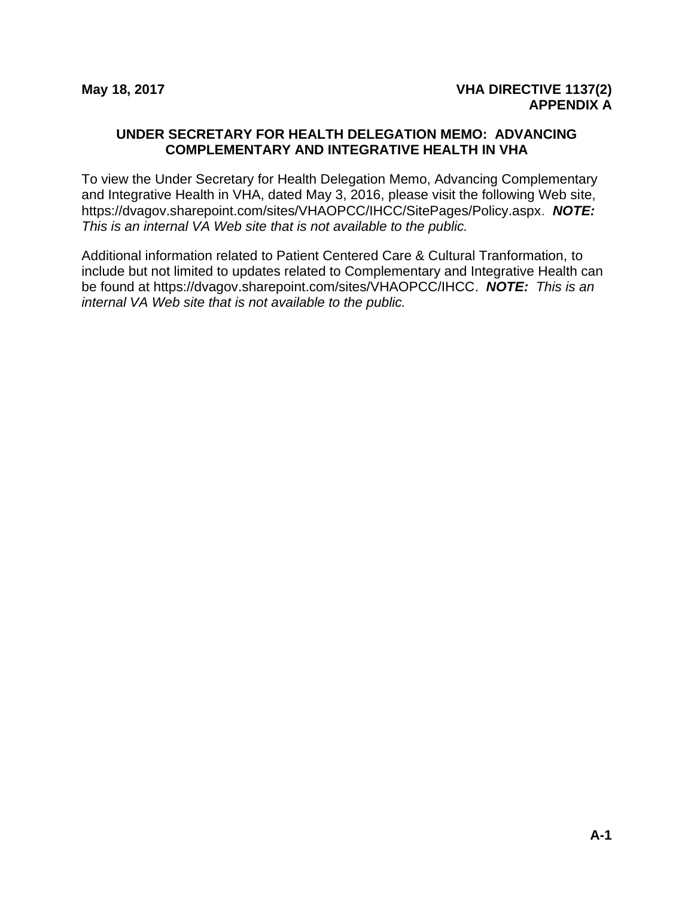## UNDER SECRETARY FOR HEALTH DELEGATION MEMO: ADVANCING COMPLEMENTARY AND INTEGRATIVE HEALTH IN VHA

To view the Under Secretary for Health Delegation Memo, Advancing Complementary and Integrative Health in VHA, dated May 3, 2016, please visit the following Web site, https://dvagov.sharepoint.com/sites/VHAOPCC/IHCC/SitePages/Policy.aspx. ***NOTE:*** *This is an internal VA Web site that is not available to the public.*

Additional information related to Patient Centered Care & Cultural Tranformation, to include but not limited to updates related to Complementary and Integrative Health can be found at https://dvagov.sharepoint.com/sites/VHAOPCC/IHCC. ***NOTE:*** *This is an internal VA Web site that is not available to the public.*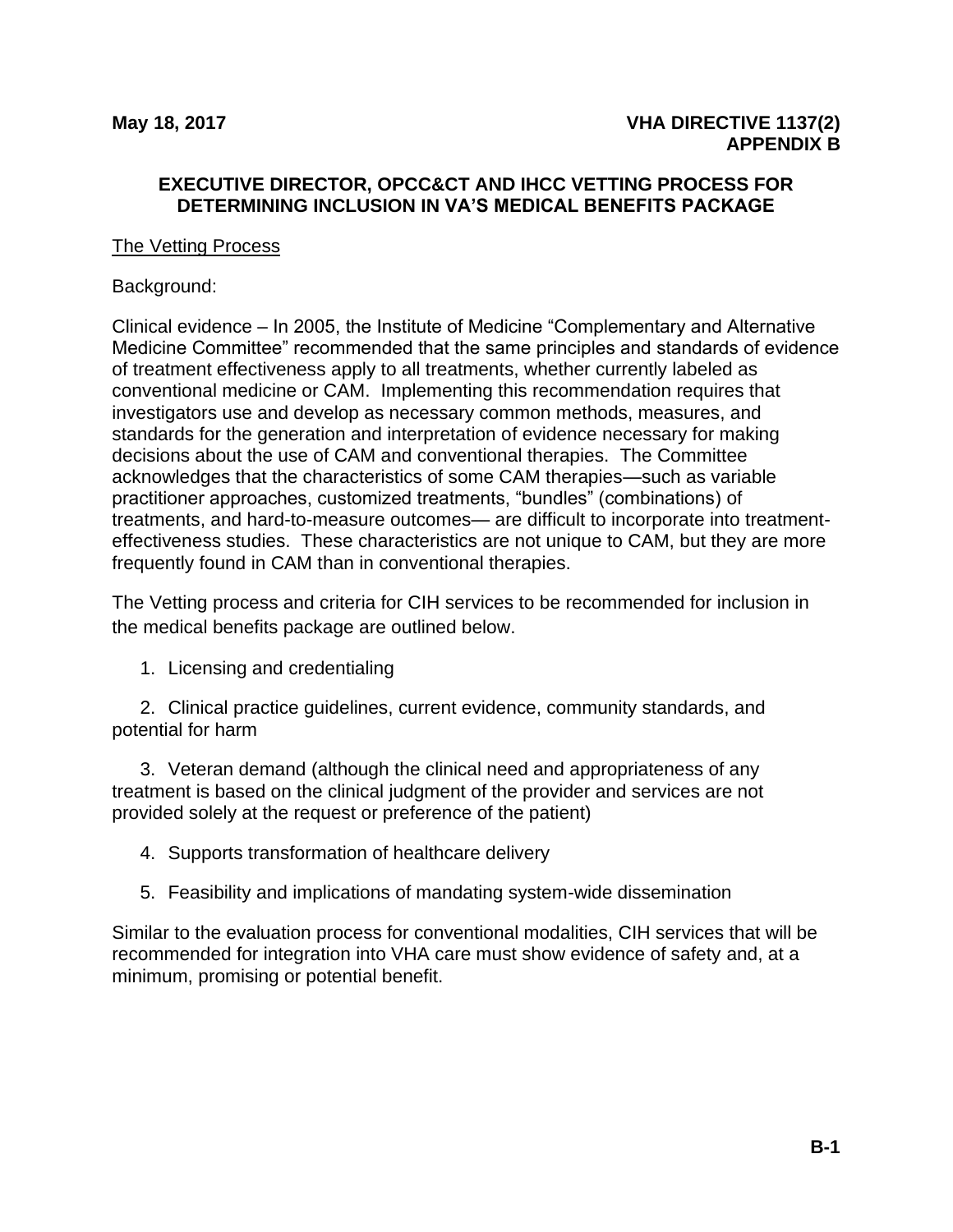**EXECUTIVE DIRECTOR, OPCC&CT AND IHCC VETTING PROCESS FOR DETERMINING INCLUSION IN VA'S MEDICAL BENEFITS PACKAGE**

<u>The Vetting Process</u>

Background:

Clinical evidence – In 2005, the Institute of Medicine "Complementary and Alternative Medicine Committee" recommended that the same principles and standards of evidence of treatment effectiveness apply to all treatments, whether currently labeled as conventional medicine or CAM. Implementing this recommendation requires that investigators use and develop as necessary common methods, measures, and standards for the generation and interpretation of evidence necessary for making decisions about the use of CAM and conventional therapies. The Committee acknowledges that the characteristics of some CAM therapies—such as variable practitioner approaches, customized treatments, "bundles" (combinations) of treatments, and hard-to-measure outcomes— are difficult to incorporate into treatment-effectiveness studies. These characteristics are not unique to CAM, but they are more frequently found in CAM than in conventional therapies.

The Vetting process and criteria for CIH services to be recommended for inclusion in the medical benefits package are outlined below.

1. Licensing and credentialing

2. Clinical practice guidelines, current evidence, community standards, and potential for harm

3. Veteran demand (although the clinical need and appropriateness of any treatment is based on the clinical judgment of the provider and services are not provided solely at the request or preference of the patient)

4. Supports transformation of healthcare delivery

5. Feasibility and implications of mandating system-wide dissemination

Similar to the evaluation process for conventional modalities, CIH services that will be recommended for integration into VHA care must show evidence of safety and, at a minimum, promising or potential benefit.